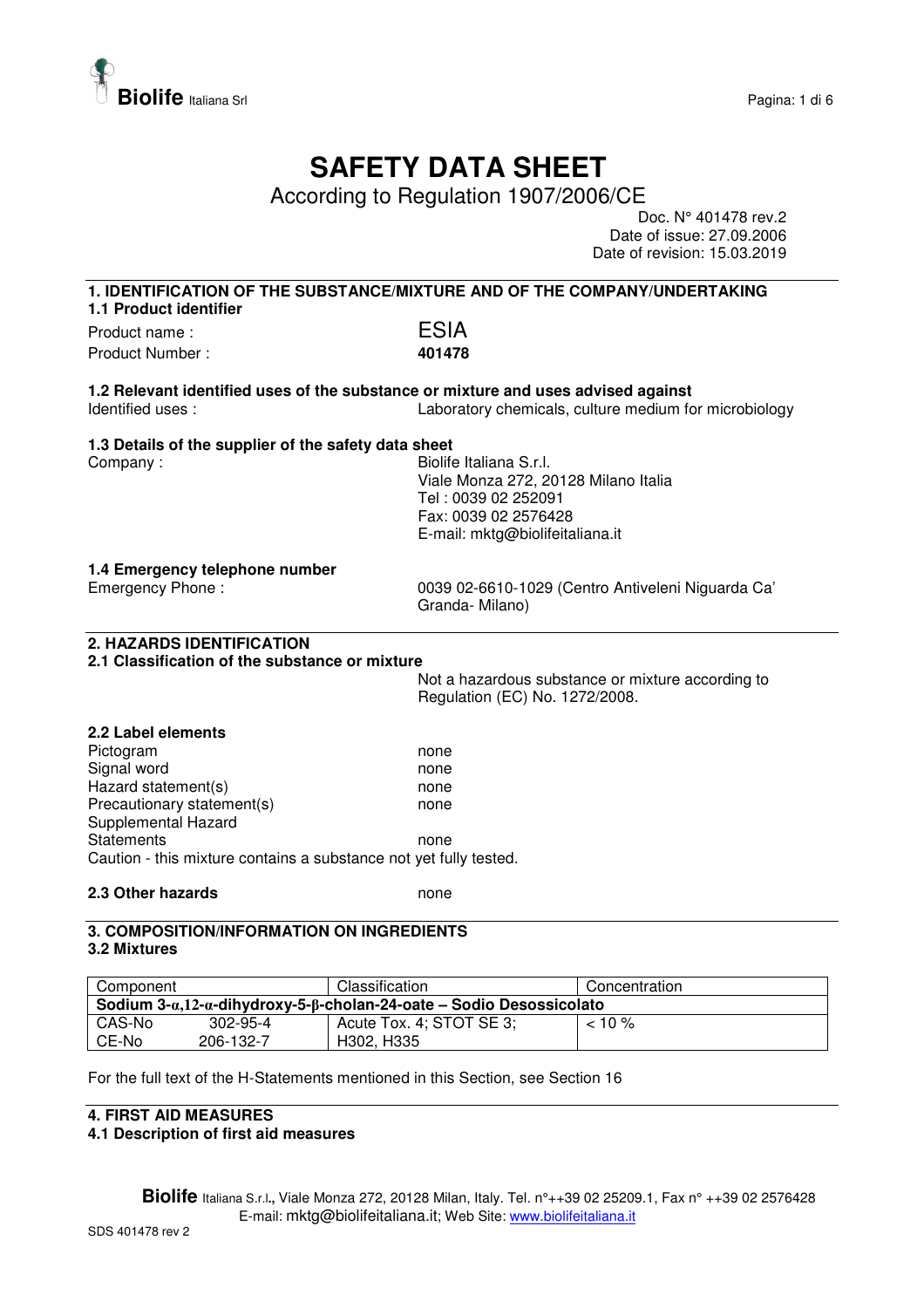# SAFETY DATA SHEET

According to Regulation 1907/2006/CE

Doc. N° 401478 rev.2
Date of issue: 27.09.2006
Date of revision: 15.03.2019

## 1. IDENTIFICATION OF THE SUBSTANCE/MIXTURE AND OF THE COMPANY/UNDERTAKING

### 1.1 Product identifier

Product name : ESIA
Product Number : **401478**

### 1.2 Relevant identified uses of the substance or mixture and uses advised against

Identified uses : Laboratory chemicals, culture medium for microbiology

### 1.3 Details of the supplier of the safety data sheet

Company :
Biolife Italiana S.r.l.
Viale Monza 272, 20128 Milano Italia
Tel : 0039 02 252091
Fax: 0039 02 2576428
E-mail: mktg@biolifeitaliana.it

### 1.4 Emergency telephone number

Emergency Phone : 0039 02-6610-1029 (Centro Antiveleni Niguarda Ca' Granda- Milano)

## 2. HAZARDS IDENTIFICATION

### 2.1 Classification of the substance or mixture

Not a hazardous substance or mixture according to Regulation (EC) No. 1272/2008.

### 2.2 Label elements

Pictogram: none
Signal word: none
Hazard statement(s): none
Precautionary statement(s): none
Supplemental Hazard Statements: none

Caution - this mixture contains a substance not yet fully tested.

### 2.3 Other hazards

none

## 3. COMPOSITION/INFORMATION ON INGREDIENTS

### 3.2 Mixtures

| Component | | Classification | Concentration |
|---|---|---|---|
| **Sodium 3-α,12-α-dihydroxy-5-β-cholan-24-oate – Sodio Desossicolato** | | | |
| CAS-No | 302-95-4 | Acute Tox. 4; STOT SE 3; | < 10 % |
| CE-No | 206-132-7 | H302, H335 | |

For the full text of the H-Statements mentioned in this Section, see Section 16

## 4. FIRST AID MEASURES

### 4.1 Description of first aid measures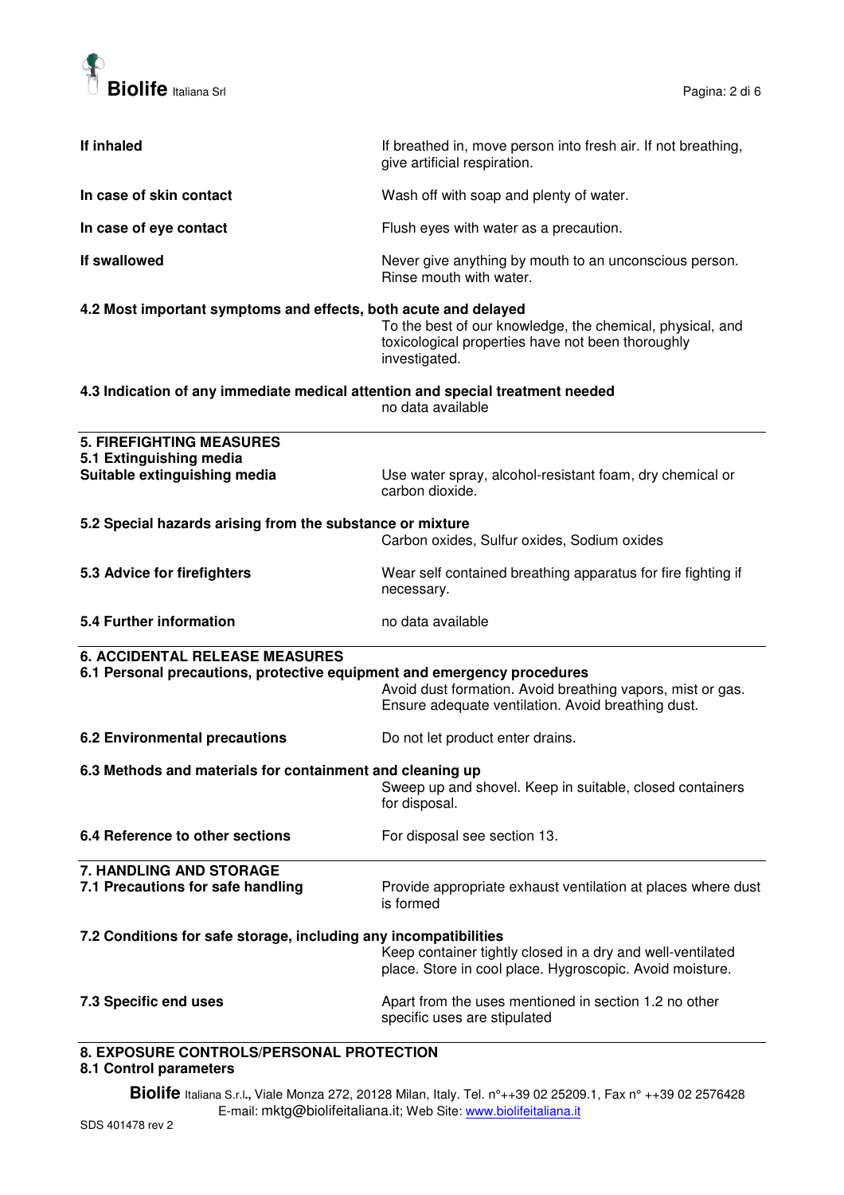**If inhaled**

If breathed in, move person into fresh air. If not breathing, give artificial respiration.

**In case of skin contact**

Wash off with soap and plenty of water.

**In case of eye contact**

Flush eyes with water as a precaution.

**If swallowed**

Never give anything by mouth to an unconscious person. Rinse mouth with water.

**4.2 Most important symptoms and effects, both acute and delayed**

To the best of our knowledge, the chemical, physical, and toxicological properties have not been thoroughly investigated.

**4.3 Indication of any immediate medical attention and special treatment needed**

no data available

## 5. FIREFIGHTING MEASURES

### 5.1 Extinguishing media

**Suitable extinguishing media**

Use water spray, alcohol-resistant foam, dry chemical or carbon dioxide.

**5.2 Special hazards arising from the substance or mixture**

Carbon oxides, Sulfur oxides, Sodium oxides

**5.3 Advice for firefighters**

Wear self contained breathing apparatus for fire fighting if necessary.

**5.4 Further information**

no data available

## 6. ACCIDENTAL RELEASE MEASURES

**6.1 Personal precautions, protective equipment and emergency procedures**

Avoid dust formation. Avoid breathing vapors, mist or gas. Ensure adequate ventilation. Avoid breathing dust.

**6.2 Environmental precautions**

Do not let product enter drains.

**6.3 Methods and materials for containment and cleaning up**

Sweep up and shovel. Keep in suitable, closed containers for disposal.

**6.4 Reference to other sections**

For disposal see section 13.

## 7. HANDLING AND STORAGE

**7.1 Precautions for safe handling**

Provide appropriate exhaust ventilation at places where dust is formed

**7.2 Conditions for safe storage, including any incompatibilities**

Keep container tightly closed in a dry and well-ventilated place. Store in cool place. Hygroscopic. Avoid moisture.

**7.3 Specific end uses**

Apart from the uses mentioned in section 1.2 no other specific uses are stipulated

## 8. EXPOSURE CONTROLS/PERSONAL PROTECTION

### 8.1 Control parameters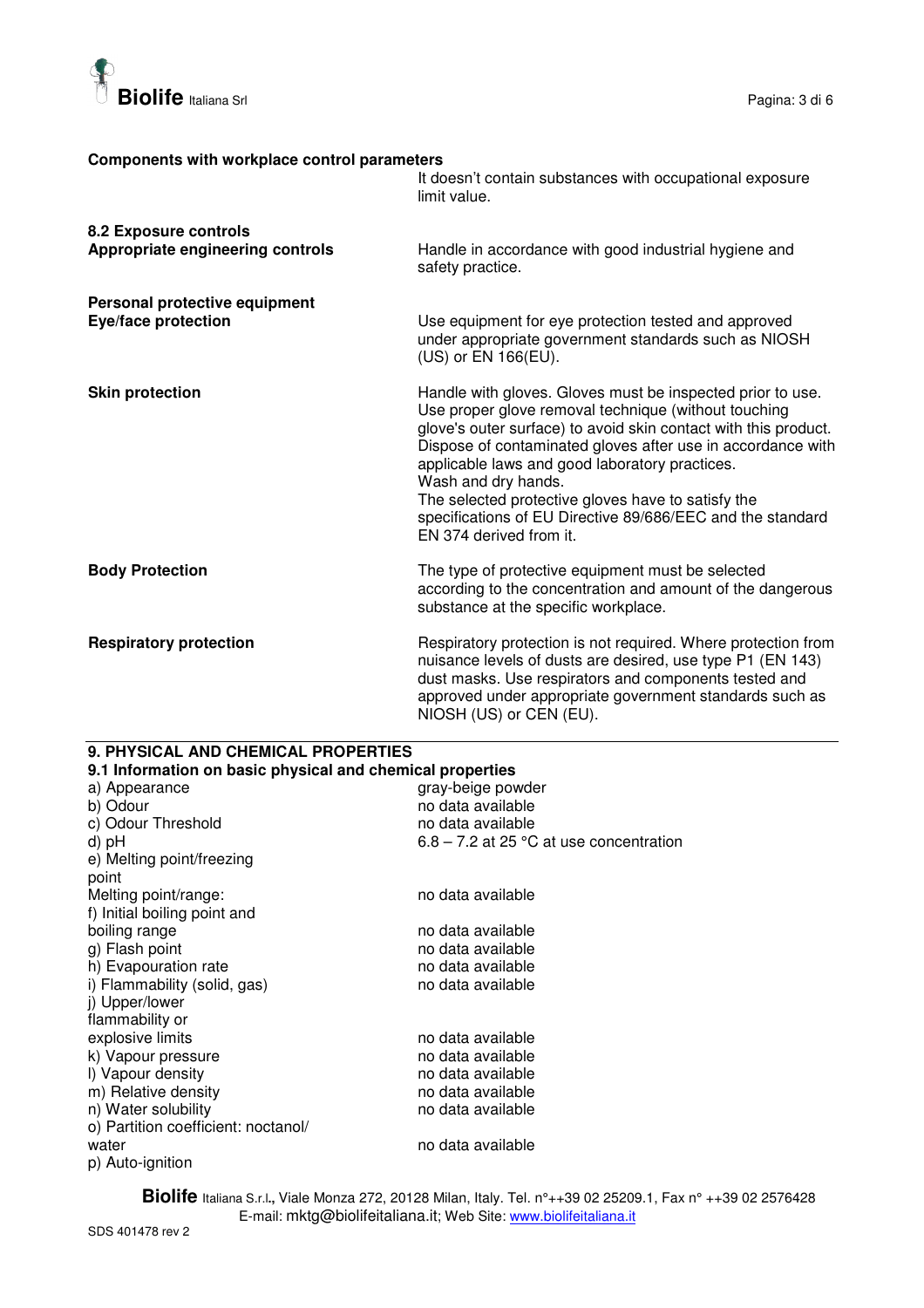**Components with workplace control parameters**

It doesn't contain substances with occupational exposure limit value.

**8.2 Exposure controls**

**Appropriate engineering controls**

Handle in accordance with good industrial hygiene and safety practice.

**Personal protective equipment**

**Eye/face protection**

Use equipment for eye protection tested and approved under appropriate government standards such as NIOSH (US) or EN 166(EU).

**Skin protection**

Handle with gloves. Gloves must be inspected prior to use. Use proper glove removal technique (without touching glove's outer surface) to avoid skin contact with this product. Dispose of contaminated gloves after use in accordance with applicable laws and good laboratory practices.
Wash and dry hands.
The selected protective gloves have to satisfy the specifications of EU Directive 89/686/EEC and the standard EN 374 derived from it.

**Body Protection**

The type of protective equipment must be selected according to the concentration and amount of the dangerous substance at the specific workplace.

**Respiratory protection**

Respiratory protection is not required. Where protection from nuisance levels of dusts are desired, use type P1 (EN 143) dust masks. Use respirators and components tested and approved under appropriate government standards such as NIOSH (US) or CEN (EU).

## 9. PHYSICAL AND CHEMICAL PROPERTIES

### 9.1 Information on basic physical and chemical properties

| | |
|---|---|
| a) Appearance | gray-beige powder |
| b) Odour | no data available |
| c) Odour Threshold | no data available |
| d) pH | 6.8 – 7.2 at 25 °C at use concentration |
| e) Melting point/freezing point | |
| Melting point/range: | no data available |
| f) Initial boiling point and boiling range | no data available |
| g) Flash point | no data available |
| h) Evapouration rate | no data available |
| i) Flammability (solid, gas) | no data available |
| j) Upper/lower flammability or explosive limits | no data available |
| k) Vapour pressure | no data available |
| l) Vapour density | no data available |
| m) Relative density | no data available |
| n) Water solubility | no data available |
| o) Partition coefficient: noctanol/ water | no data available |
| p) Auto-ignition | |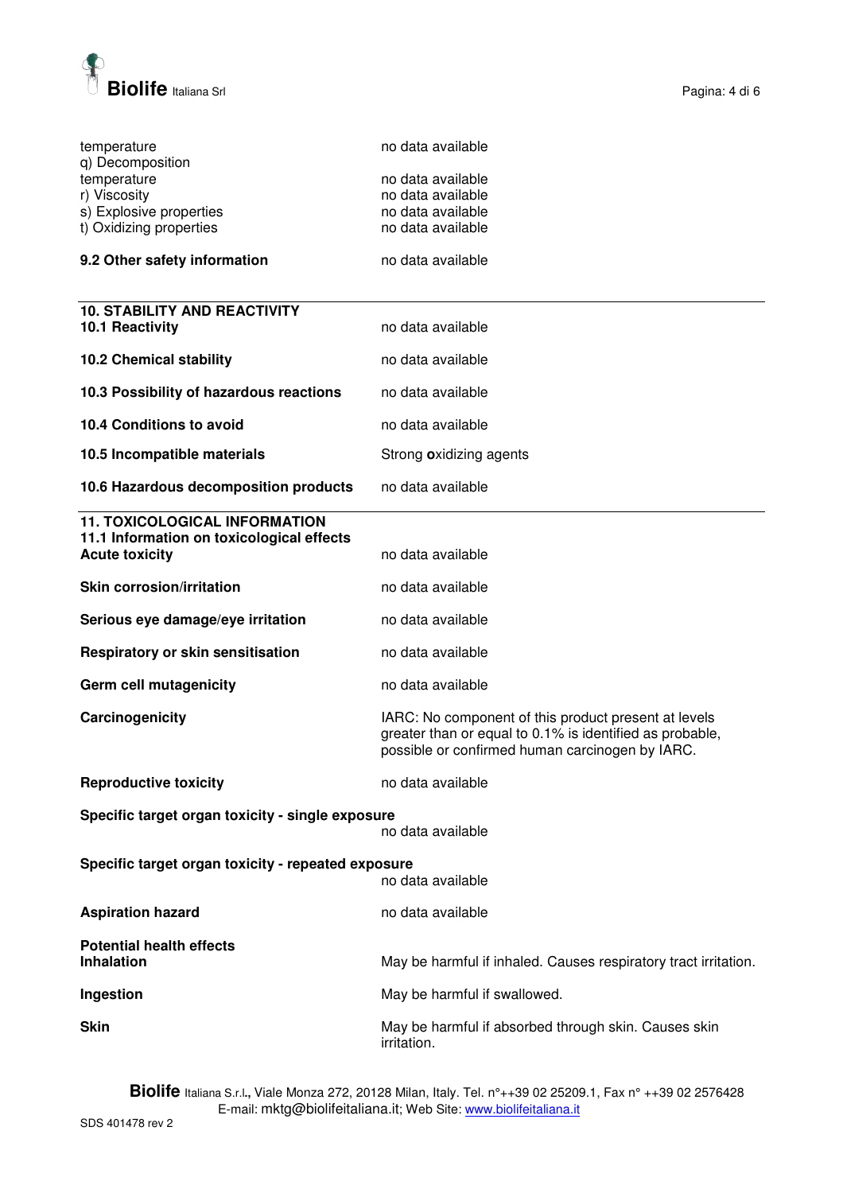| | |
|---|---|
| temperature | no data available |
| q) Decomposition temperature | no data available |
| r) Viscosity | no data available |
| s) Explosive properties | no data available |
| t) Oxidizing properties | no data available |

| | |
|---|---|
| **9.2 Other safety information** | no data available |

## 10. STABILITY AND REACTIVITY

| | |
|---|---|
| **10.1 Reactivity** | no data available |
| **10.2 Chemical stability** | no data available |
| **10.3 Possibility of hazardous reactions** | no data available |
| **10.4 Conditions to avoid** | no data available |
| **10.5 Incompatible materials** | Strong **o**xidizing agents |
| **10.6 Hazardous decomposition products** | no data available |

## 11. TOXICOLOGICAL INFORMATION

### 11.1 Information on toxicological effects

| | |
|---|---|
| **Acute toxicity** | no data available |
| **Skin corrosion/irritation** | no data available |
| **Serious eye damage/eye irritation** | no data available |
| **Respiratory or skin sensitisation** | no data available |
| **Germ cell mutagenicity** | no data available |
| **Carcinogenicity** | IARC: No component of this product present at levels greater than or equal to 0.1% is identified as probable, possible or confirmed human carcinogen by IARC. |
| **Reproductive toxicity** | no data available |

**Specific target organ toxicity - single exposure**

no data available

**Specific target organ toxicity - repeated exposure**

no data available

| | |
|---|---|
| **Aspiration hazard** | no data available |

**Potential health effects**

| | |
|---|---|
| **Inhalation** | May be harmful if inhaled. Causes respiratory tract irritation. |
| **Ingestion** | May be harmful if swallowed. |
| **Skin** | May be harmful if absorbed through skin. Causes skin irritation. |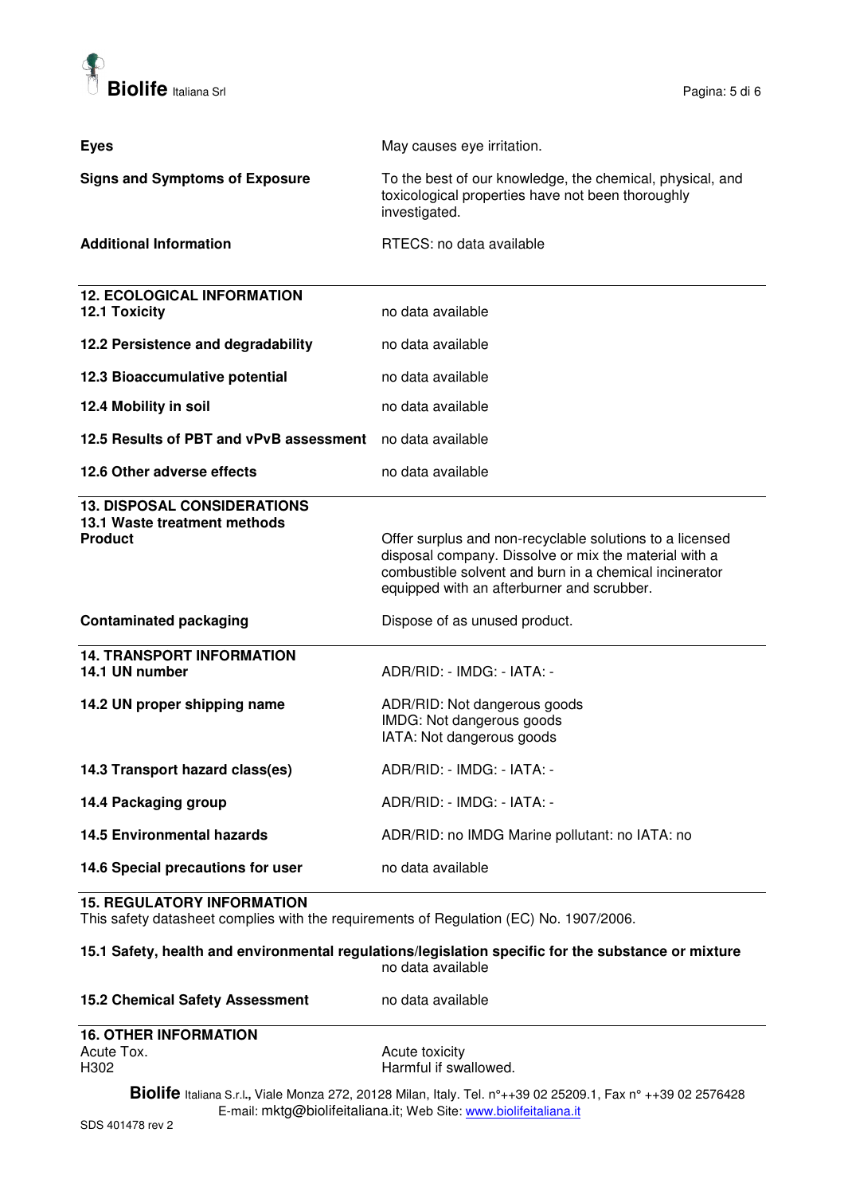| | |
|---|---|
| **Eyes** | May causes eye irritation. |
| **Signs and Symptoms of Exposure** | To the best of our knowledge, the chemical, physical, and toxicological properties have not been thoroughly investigated. |
| **Additional Information** | RTECS: no data available |

## 12. ECOLOGICAL INFORMATION

| | |
|---|---|
| **12.1 Toxicity** | no data available |
| **12.2 Persistence and degradability** | no data available |
| **12.3 Bioaccumulative potential** | no data available |
| **12.4 Mobility in soil** | no data available |
| **12.5 Results of PBT and vPvB assessment** | no data available |
| **12.6 Other adverse effects** | no data available |

## 13. DISPOSAL CONSIDERATIONS

**13.1 Waste treatment methods**

| | |
|---|---|
| **Product** | Offer surplus and non-recyclable solutions to a licensed disposal company. Dissolve or mix the material with a combustible solvent and burn in a chemical incinerator equipped with an afterburner and scrubber. |
| **Contaminated packaging** | Dispose of as unused product. |

## 14. TRANSPORT INFORMATION

| | |
|---|---|
| **14.1 UN number** | ADR/RID: - IMDG: - IATA: - |
| **14.2 UN proper shipping name** | ADR/RID: Not dangerous goods<br>IMDG: Not dangerous goods<br>IATA: Not dangerous goods |
| **14.3 Transport hazard class(es)** | ADR/RID: - IMDG: - IATA: - |
| **14.4 Packaging group** | ADR/RID: - IMDG: - IATA: - |
| **14.5 Environmental hazards** | ADR/RID: no IMDG Marine pollutant: no IATA: no |
| **14.6 Special precautions for user** | no data available |

## 15. REGULATORY INFORMATION

This safety datasheet complies with the requirements of Regulation (EC) No. 1907/2006.

**15.1 Safety, health and environmental regulations/legislation specific for the substance or mixture**
no data available

| | |
|---|---|
| **15.2 Chemical Safety Assessment** | no data available |

## 16. OTHER INFORMATION

| | |
|---|---|
| Acute Tox. | Acute toxicity |
| H302 | Harmful if swallowed. |

**Biolife** Italiana S.r.l., Viale Monza 272, 20128 Milan, Italy. Tel. n°++39 02 25209.1, Fax n° ++39 02 2576428
E-mail: mktg@biolifeitaliana.it; Web Site: www.biolifeitaliana.it

SDS 401478 rev 2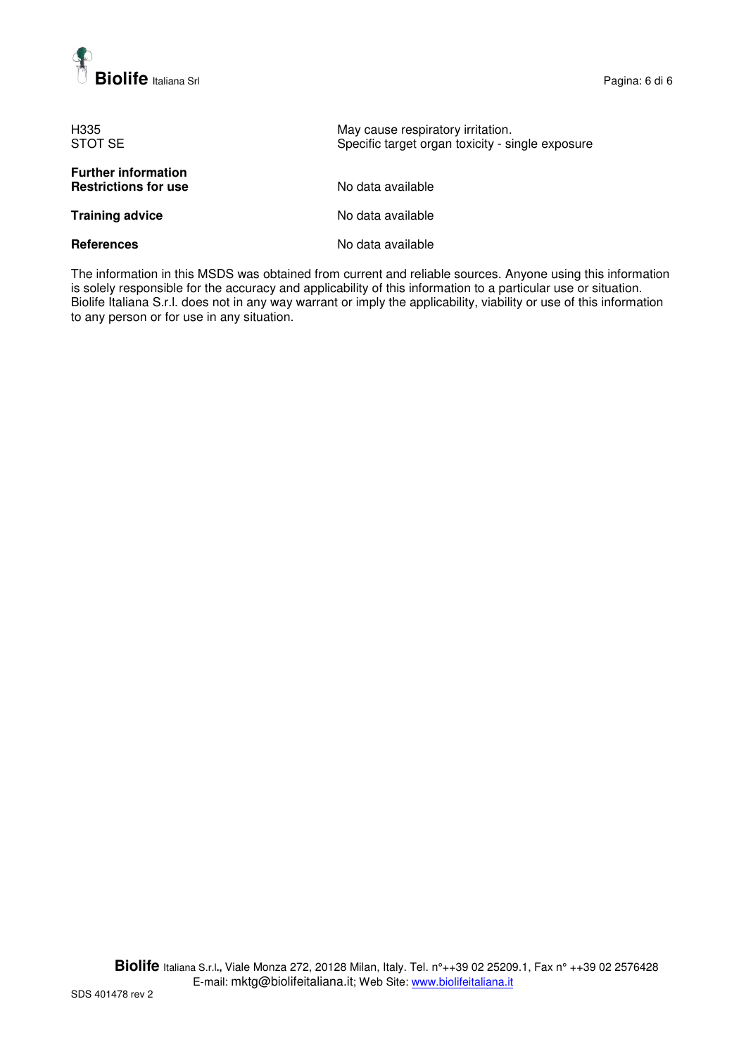| | |
|---|---|
| H335<br>STOT SE | May cause respiratory irritation.<br>Specific target organ toxicity - single exposure |

**Further information**

| | |
|---|---|
| **Restrictions for use** | No data available |
| **Training advice** | No data available |
| **References** | No data available |

The information in this MSDS was obtained from current and reliable sources. Anyone using this information is solely responsible for the accuracy and applicability of this information to a particular use or situation. Biolife Italiana S.r.l. does not in any way warrant or imply the applicability, viability or use of this information to any person or for use in any situation.